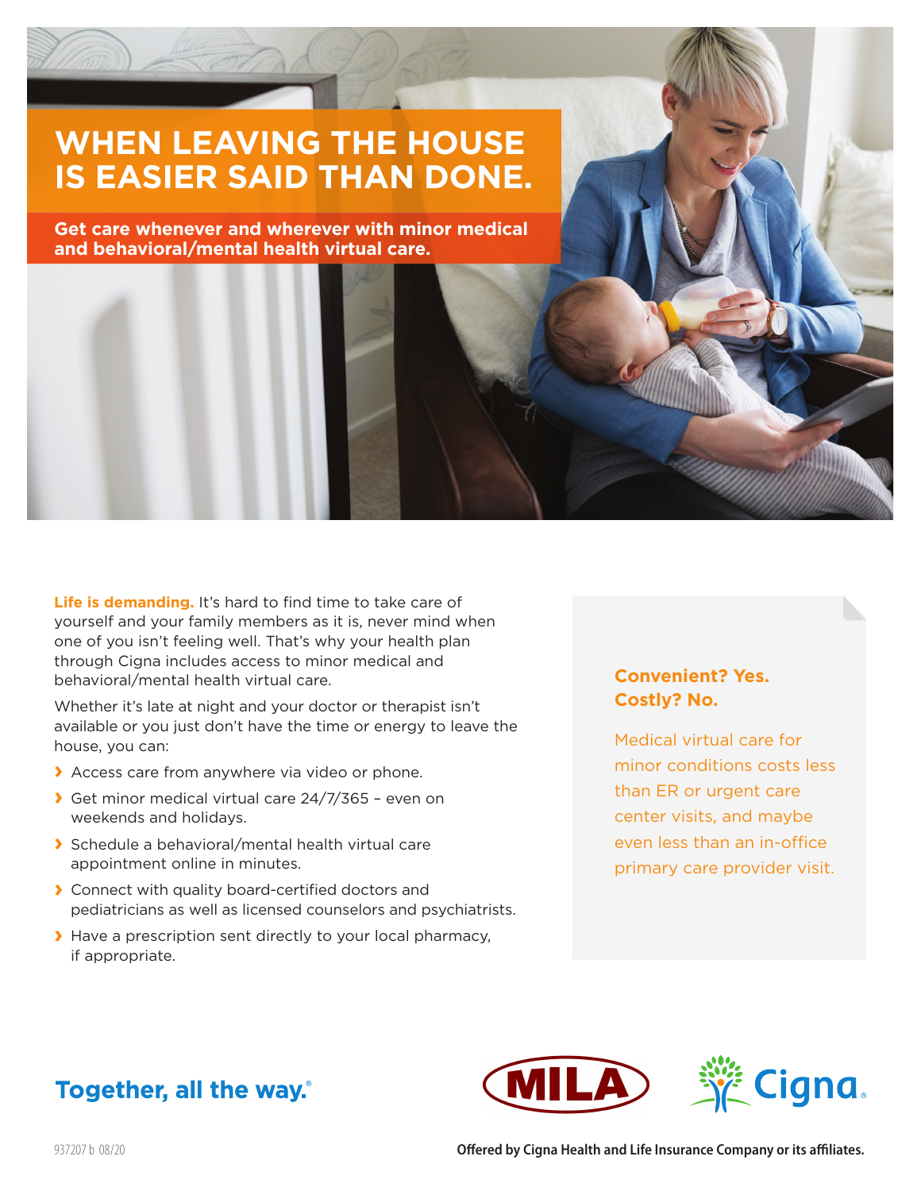# WHEN LEAVING THE HOUSE IS EASIER SAID THAN DONE.

**Get care whenever and wherever with minor medical and behavioral/mental health virtual care.**

**Life is demanding.** It's hard to find time to take care of yourself and your family members as it is, never mind when one of you isn't feeling well. That's why your health plan through Cigna includes access to minor medical and behavioral/mental health virtual care.

Whether it's late at night and your doctor or therapist isn't available or you just don't have the time or energy to leave the house, you can:

- Access care from anywhere via video or phone.
- Get minor medical virtual care 24/7/365 – even on weekends and holidays.
- Schedule a behavioral/mental health virtual care appointment online in minutes.
- Connect with quality board-certified doctors and pediatricians as well as licensed counselors and psychiatrists.
- Have a prescription sent directly to your local pharmacy, if appropriate.

**Convenient? Yes.**
**Costly? No.**

Medical virtual care for minor conditions costs less than ER or urgent care center visits, and maybe even less than an in-office primary care provider visit.

Together, all the way.®

MILA

Cigna.

937207 b 08/20

Offered by Cigna Health and Life Insurance Company or its affiliates.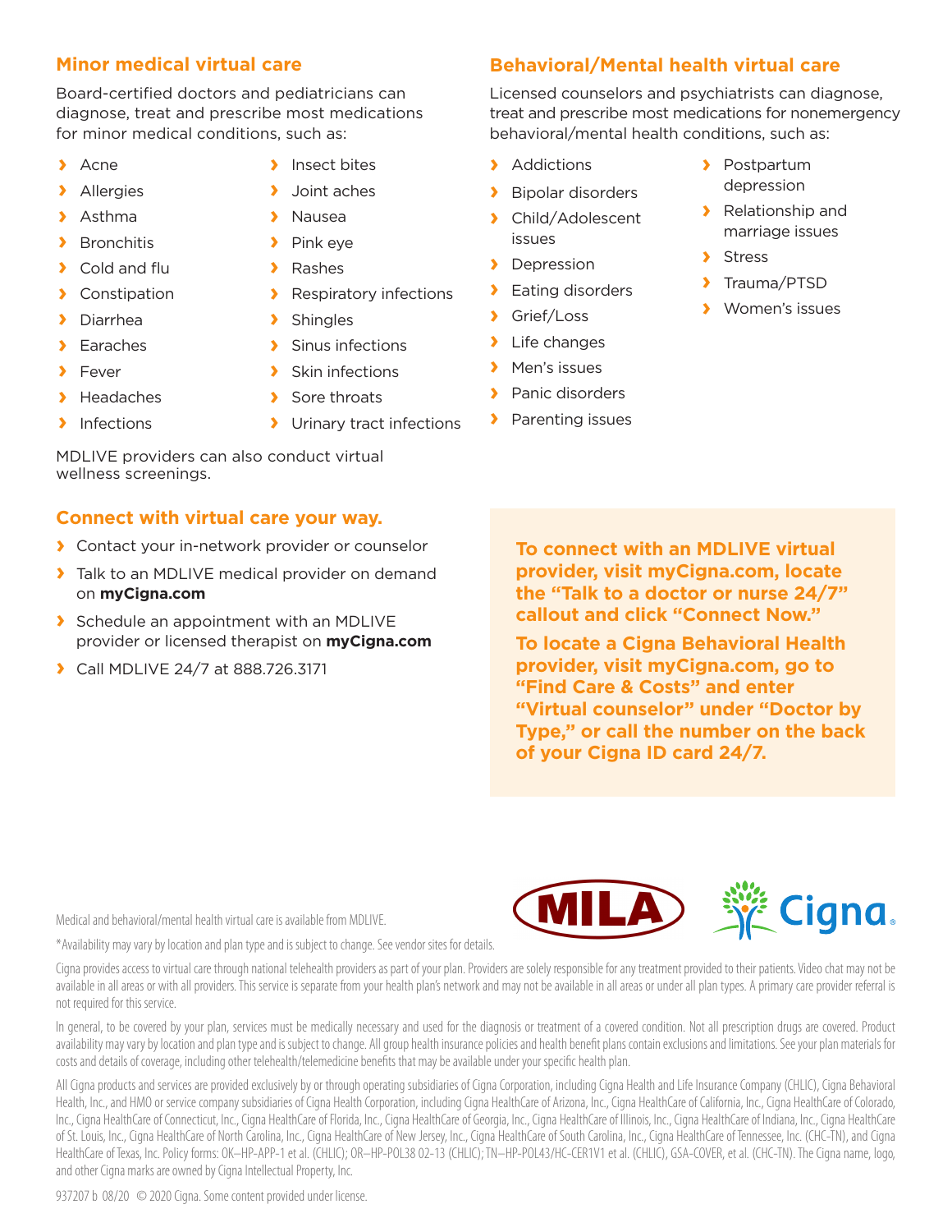## Minor medical virtual care

Board-certified doctors and pediatricians can diagnose, treat and prescribe most medications for minor medical conditions, such as:

- Acne
- Allergies
- Asthma
- Bronchitis
- Cold and flu
- Constipation
- Diarrhea
- Earaches
- Fever
- Headaches
- Infections
- Insect bites
- Joint aches
- Nausea
- Pink eye
- Rashes
- Respiratory infections
- Shingles
- Sinus infections
- Skin infections
- Sore throats
- Urinary tract infections

MDLIVE providers can also conduct virtual wellness screenings.

## Connect with virtual care your way.

- Contact your in-network provider or counselor
- Talk to an MDLIVE medical provider on demand on **myCigna.com**
- Schedule an appointment with an MDLIVE provider or licensed therapist on **myCigna.com**
- Call MDLIVE 24/7 at 888.726.3171

## Behavioral/Mental health virtual care

Licensed counselors and psychiatrists can diagnose, treat and prescribe most medications for nonemergency behavioral/mental health conditions, such as:

- Addictions
- Bipolar disorders
- Child/Adolescent issues
- Depression
- Eating disorders
- Grief/Loss
- Life changes
- Men's issues
- Panic disorders
- Parenting issues
- Postpartum depression
- Relationship and marriage issues
- Stress
- Trauma/PTSD
- Women's issues

**To connect with an MDLIVE virtual provider, visit myCigna.com, locate the "Talk to a doctor or nurse 24/7" callout and click "Connect Now."**

**To locate a Cigna Behavioral Health provider, visit myCigna.com, go to "Find Care & Costs" and enter "Virtual counselor" under "Doctor by Type," or call the number on the back of your Cigna ID card 24/7.**

MILA

Cigna.

Medical and behavioral/mental health virtual care is available from MDLIVE.

*Availability may vary by location and plan type and is subject to change. See vendor sites for details.

Cigna provides access to virtual care through national telehealth providers as part of your plan. Providers are solely responsible for any treatment provided to their patients. Video chat may not be available in all areas or with all providers. This service is separate from your health plan's network and may not be available in all areas or under all plan types. A primary care provider referral is not required for this service.

In general, to be covered by your plan, services must be medically necessary and used for the diagnosis or treatment of a covered condition. Not all prescription drugs are covered. Product availability may vary by location and plan type and is subject to change. All group health insurance policies and health benefit plans contain exclusions and limitations. See your plan materials for costs and details of coverage, including other telehealth/telemedicine benefits that may be available under your specific health plan.

All Cigna products and services are provided exclusively by or through operating subsidiaries of Cigna Corporation, including Cigna Health and Life Insurance Company (CHLIC), Cigna Behavioral Health, Inc., and HMO or service company subsidiaries of Cigna Health Corporation, including Cigna HealthCare of Arizona, Inc., Cigna HealthCare of California, Inc., Cigna HealthCare of Colorado, Inc., Cigna HealthCare of Connecticut, Inc., Cigna HealthCare of Florida, Inc., Cigna HealthCare of Georgia, Inc., Cigna HealthCare of Illinois, Inc., Cigna HealthCare of Indiana, Inc., Cigna HealthCare of St. Louis, Inc., Cigna HealthCare of North Carolina, Inc., Cigna HealthCare of New Jersey, Inc., Cigna HealthCare of South Carolina, Inc., Cigna HealthCare of Tennessee, Inc. (CHC-TN), and Cigna HealthCare of Texas, Inc. Policy forms: OK–HP-APP-1 et al. (CHLIC); OR–HP-POL38 02-13 (CHLIC); TN–HP-POL43/HC-CER1V1 et al. (CHLIC), GSA-COVER, et al. (CHC-TN). The Cigna name, logo, and other Cigna marks are owned by Cigna Intellectual Property, Inc.

937207 b 08/20 © 2020 Cigna. Some content provided under license.